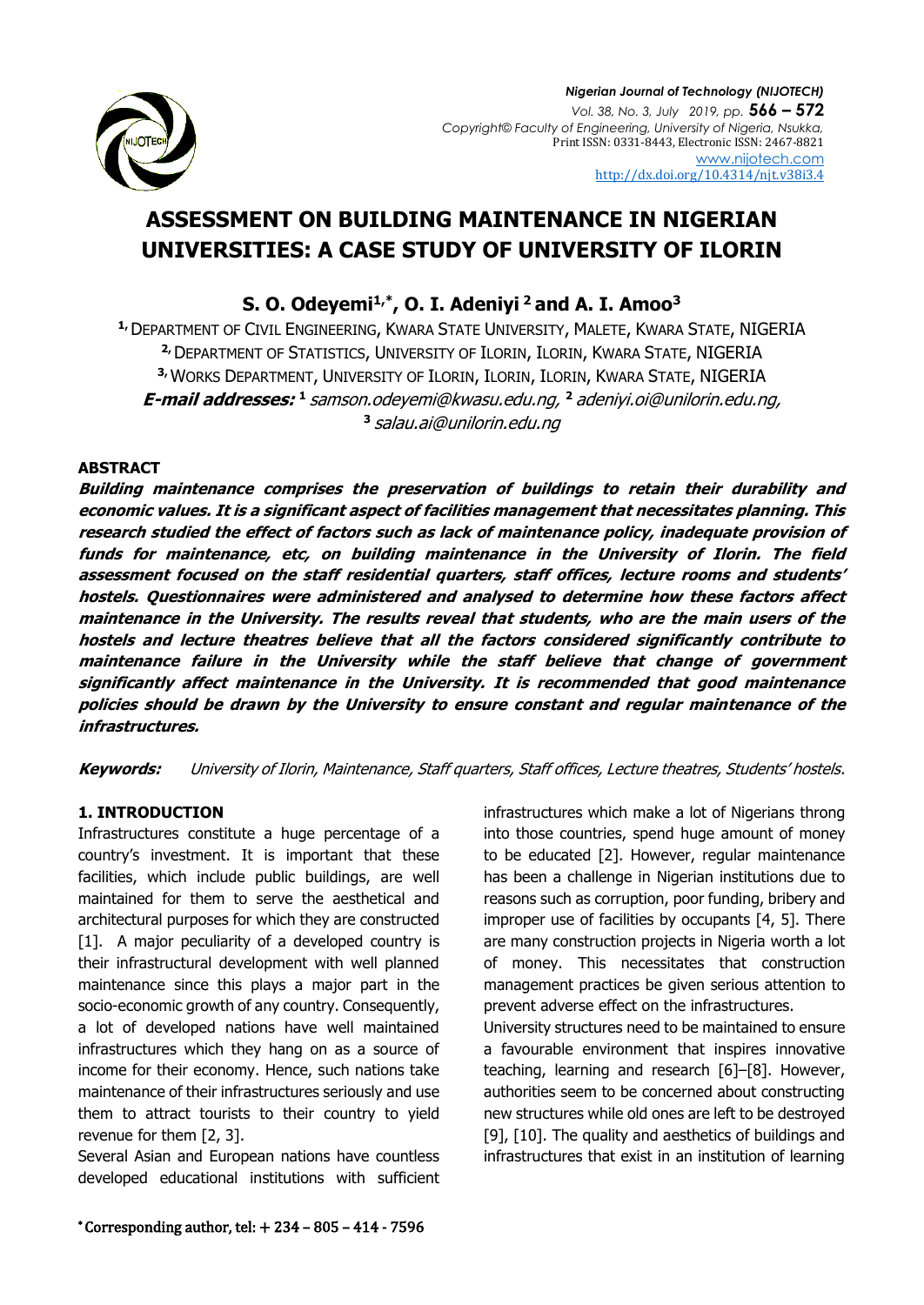# ASSESSMENT ON BUILDING MAINTENANCE IN NIGERIAN UNIVERSITIES: A CASE STUDY OF UNIVERSITY OF ILORIN

**S. O. Odeyemi[1,*], O. I. Adeniyi[2] and A. I. Amoo[3]**

[1] DEPARTMENT OF CIVIL ENGINEERING, KWARA STATE UNIVERSITY, MALETE, KWARA STATE, NIGERIA
[2] DEPARTMENT OF STATISTICS, UNIVERSITY OF ILORIN, ILORIN, KWARA STATE, NIGERIA
[3] WORKS DEPARTMENT, UNIVERSITY OF ILORIN, ILORIN, ILORIN, KWARA STATE, NIGERIA
***E-mail addresses:*** [1] *samson.odeyemi@kwasu.edu.ng,* [2] *adeniyi.oi@unilorin.edu.ng,* [3] *salau.ai@unilorin.edu.ng*

## ABSTRACT

***Building maintenance comprises the preservation of buildings to retain their durability and economic values. It is a significant aspect of facilities management that necessitates planning. This research studied the effect of factors such as lack of maintenance policy, inadequate provision of funds for maintenance, etc, on building maintenance in the University of Ilorin. The field assessment focused on the staff residential quarters, staff offices, lecture rooms and students' hostels. Questionnaires were administered and analysed to determine how these factors affect maintenance in the University. The results reveal that students, who are the main users of the hostels and lecture theatres believe that all the factors considered significantly contribute to maintenance failure in the University while the staff believe that change of government significantly affect maintenance in the University. It is recommended that good maintenance policies should be drawn by the University to ensure constant and regular maintenance of the infrastructures.***

***Keywords:*** *University of Ilorin, Maintenance, Staff quarters, Staff offices, Lecture theatres, Students' hostels.*

## 1. INTRODUCTION

Infrastructures constitute a huge percentage of a country's investment. It is important that these facilities, which include public buildings, are well maintained for them to serve the aesthetical and architectural purposes for which they are constructed [1]. A major peculiarity of a developed country is their infrastructural development with well planned maintenance since this plays a major part in the socio-economic growth of any country. Consequently, a lot of developed nations have well maintained infrastructures which they hang on as a source of income for their economy. Hence, such nations take maintenance of their infrastructures seriously and use them to attract tourists to their country to yield revenue for them [2, 3].

Several Asian and European nations have countless developed educational institutions with sufficient infrastructures which make a lot of Nigerians throng into those countries, spend huge amount of money to be educated [2]. However, regular maintenance has been a challenge in Nigerian institutions due to reasons such as corruption, poor funding, bribery and improper use of facilities by occupants [4, 5]. There are many construction projects in Nigeria worth a lot of money. This necessitates that construction management practices be given serious attention to prevent adverse effect on the infrastructures.

University structures need to be maintained to ensure a favourable environment that inspires innovative teaching, learning and research [6]–[8]. However, authorities seem to be concerned about constructing new structures while old ones are left to be destroyed [9], [10]. The quality and aesthetics of buildings and infrastructures that exist in an institution of learning

* Corresponding author, tel: + 234 – 805 – 414 - 7596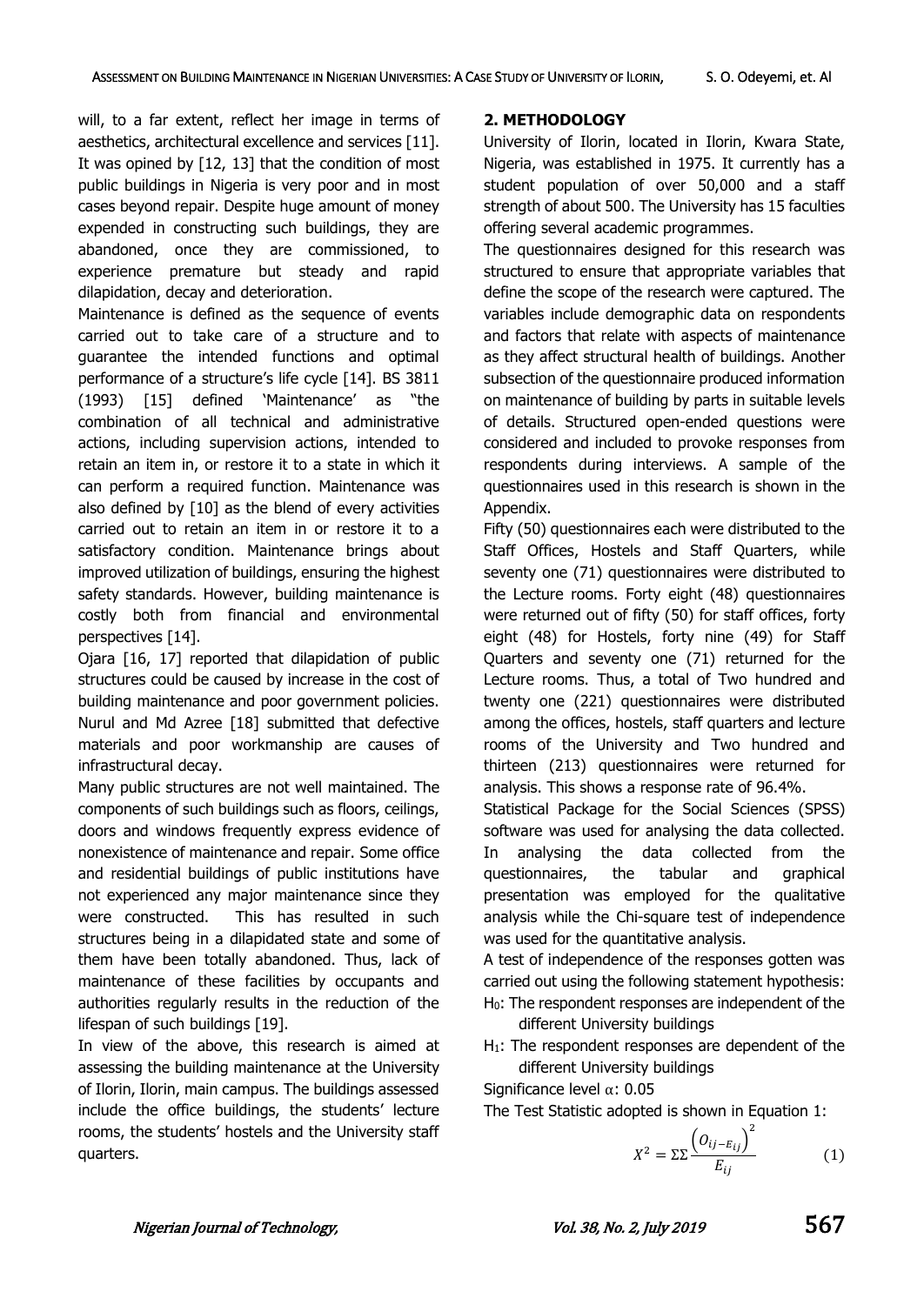will, to a far extent, reflect her image in terms of aesthetics, architectural excellence and services [11]. It was opined by [12, 13] that the condition of most public buildings in Nigeria is very poor and in most cases beyond repair. Despite huge amount of money expended in constructing such buildings, they are abandoned, once they are commissioned, to experience premature but steady and rapid dilapidation, decay and deterioration.

Maintenance is defined as the sequence of events carried out to take care of a structure and to guarantee the intended functions and optimal performance of a structure's life cycle [14]. BS 3811 (1993) [15] defined 'Maintenance' as "the combination of all technical and administrative actions, including supervision actions, intended to retain an item in, or restore it to a state in which it can perform a required function. Maintenance was also defined by [10] as the blend of every activities carried out to retain an item in or restore it to a satisfactory condition. Maintenance brings about improved utilization of buildings, ensuring the highest safety standards. However, building maintenance is costly both from financial and environmental perspectives [14].

Ojara [16, 17] reported that dilapidation of public structures could be caused by increase in the cost of building maintenance and poor government policies. Nurul and Md Azree [18] submitted that defective materials and poor workmanship are causes of infrastructural decay.

Many public structures are not well maintained. The components of such buildings such as floors, ceilings, doors and windows frequently express evidence of nonexistence of maintenance and repair. Some office and residential buildings of public institutions have not experienced any major maintenance since they were constructed. This has resulted in such structures being in a dilapidated state and some of them have been totally abandoned. Thus, lack of maintenance of these facilities by occupants and authorities regularly results in the reduction of the lifespan of such buildings [19].

In view of the above, this research is aimed at assessing the building maintenance at the University of Ilorin, Ilorin, main campus. The buildings assessed include the office buildings, the students' lecture rooms, the students' hostels and the University staff quarters.

## 2. METHODOLOGY

University of Ilorin, located in Ilorin, Kwara State, Nigeria, was established in 1975. It currently has a student population of over 50,000 and a staff strength of about 500. The University has 15 faculties offering several academic programmes.

The questionnaires designed for this research was structured to ensure that appropriate variables that define the scope of the research were captured. The variables include demographic data on respondents and factors that relate with aspects of maintenance as they affect structural health of buildings. Another subsection of the questionnaire produced information on maintenance of building by parts in suitable levels of details. Structured open-ended questions were considered and included to provoke responses from respondents during interviews. A sample of the questionnaires used in this research is shown in the Appendix.

Fifty (50) questionnaires each were distributed to the Staff Offices, Hostels and Staff Quarters, while seventy one (71) questionnaires were distributed to the Lecture rooms. Forty eight (48) questionnaires were returned out of fifty (50) for staff offices, forty eight (48) for Hostels, forty nine (49) for Staff Quarters and seventy one (71) returned for the Lecture rooms. Thus, a total of Two hundred and twenty one (221) questionnaires were distributed among the offices, hostels, staff quarters and lecture rooms of the University and Two hundred and thirteen (213) questionnaires were returned for analysis. This shows a response rate of 96.4%.

Statistical Package for the Social Sciences (SPSS) software was used for analysing the data collected. In analysing the data collected from the questionnaires, the tabular and graphical presentation was employed for the qualitative analysis while the Chi-square test of independence was used for the quantitative analysis.

A test of independence of the responses gotten was carried out using the following statement hypothesis:

$H_0$: The respondent responses are independent of the different University buildings

$H_1$: The respondent responses are dependent of the different University buildings

Significance level $\alpha$: 0.05

The Test Statistic adopted is shown in Equation 1:

$$X^2 = \Sigma\Sigma \frac{\left(O_{ij-E_{ij}}\right)^2}{E_{ij}} \qquad (1)$$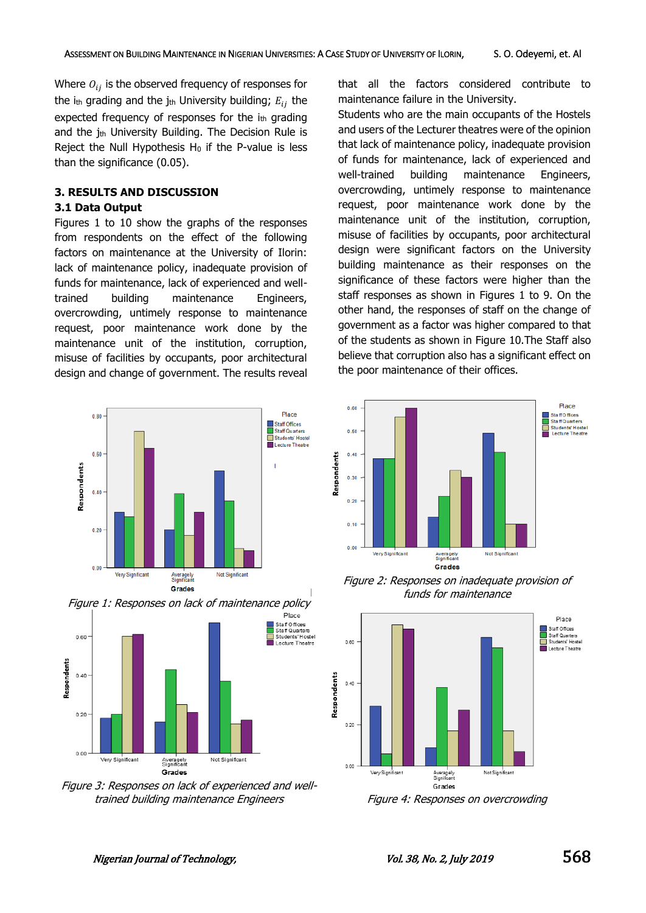Where $O_{ij}$ is the observed frequency of responses for the $i_{th}$ grading and the $j_{th}$ University building; $E_{ij}$ the expected frequency of responses for the $i_{th}$ grading and the $j_{th}$ University Building. The Decision Rule is Reject the Null Hypothesis $H_0$ if the P-value is less than the significance (0.05).

## 3. RESULTS AND DISCUSSION

### 3.1 Data Output

Figures 1 to 10 show the graphs of the responses from respondents on the effect of the following factors on maintenance at the University of Ilorin: lack of maintenance policy, inadequate provision of funds for maintenance, lack of experienced and well-trained building maintenance Engineers, overcrowding, untimely response to maintenance request, poor maintenance work done by the maintenance unit of the institution, corruption, misuse of facilities by occupants, poor architectural design and change of government. The results reveal that all the factors considered contribute to maintenance failure in the University.

Students who are the main occupants of the Hostels and users of the Lecturer theatres were of the opinion that lack of maintenance policy, inadequate provision of funds for maintenance, lack of experienced and well-trained building maintenance Engineers, overcrowding, untimely response to maintenance request, poor maintenance work done by the maintenance unit of the institution, corruption, misuse of facilities by occupants, poor architectural design were significant factors on the University building maintenance as their responses on the significance of these factors were higher than the staff responses as shown in Figures 1 to 9. On the other hand, the responses of staff on the change of government as a factor was higher compared to that of the students as shown in Figure 10.The Staff also believe that corruption also has a significant effect on the poor maintenance of their offices.

*Figure 1: Responses on lack of maintenance policy*

*Figure 2: Responses on inadequate provision of funds for maintenance*

*Figure 3: Responses on lack of experienced and well-trained building maintenance Engineers*

*Figure 4: Responses on overcrowding*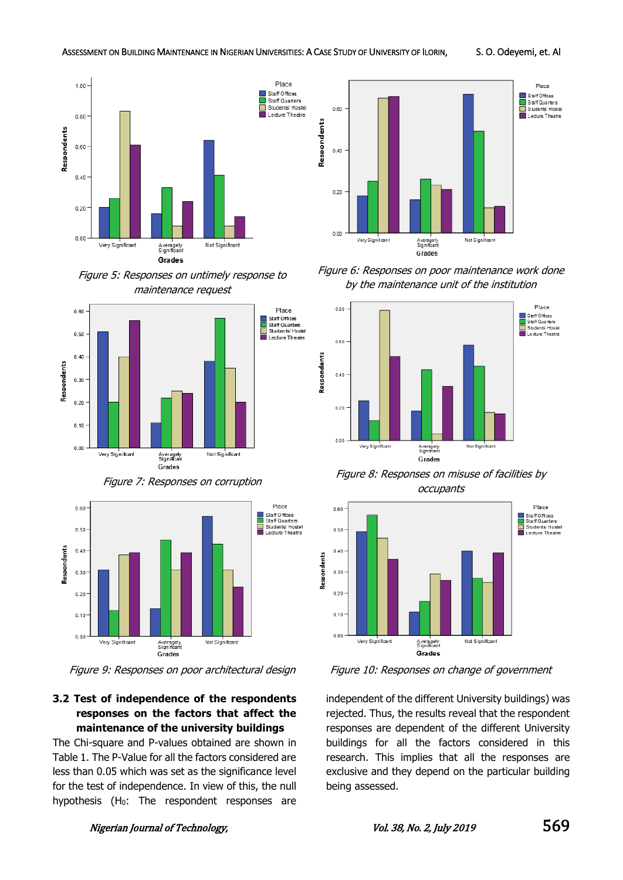Figure 5: Responses on untimely response to maintenance request

Figure 6: Responses on poor maintenance work done by the maintenance unit of the institution

Figure 7: Responses on corruption

Figure 8: Responses on misuse of facilities by occupants

Figure 9: Responses on poor architectural design

Figure 10: Responses on change of government

### 3.2 Test of independence of the respondents responses on the factors that affect the maintenance of the university buildings

The Chi-square and P-values obtained are shown in Table 1. The P-Value for all the factors considered are less than 0.05 which was set as the significance level for the test of independence. In view of this, the null hypothesis ($H_0$: The respondent responses are independent of the different University buildings) was rejected. Thus, the results reveal that the respondent responses are dependent of the different University buildings for all the factors considered in this research. This implies that all the responses are exclusive and they depend on the particular building being assessed.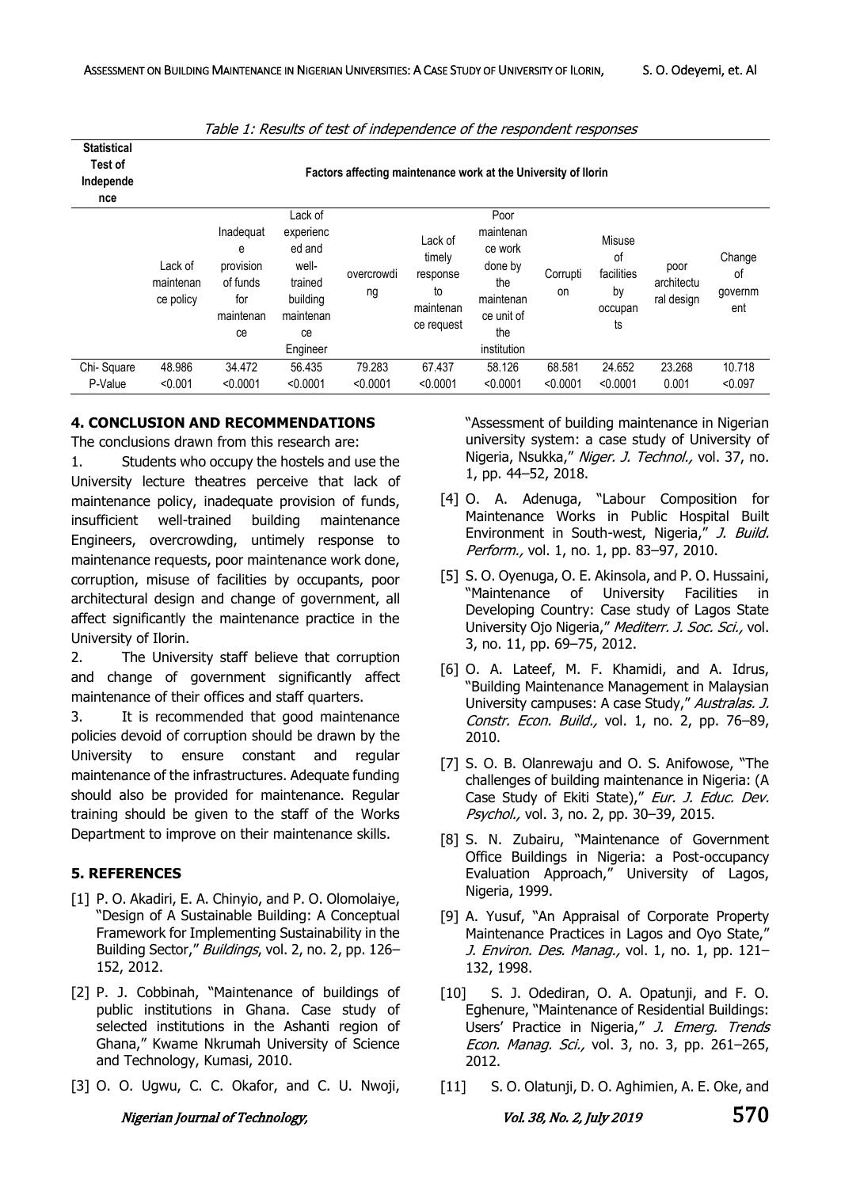Table 1: Results of test of independence of the respondent responses

| Statistical Test of Independence | Factors affecting maintenance work at the University of Ilorin | | | | | | | | | |
|---|---|---|---|---|---|---|---|---|---|---|
| | Lack of maintenance policy | Inadequate provision of funds for maintenance | Lack of experienced and well-trained building maintenance Engineer | overcrowding | Lack of timely response to maintenance request | Poor maintenance work done by the maintenance unit of the institution | Corruption | Misuse of facilities by occupants | poor architectural design | Change of government |
| Chi- Square | 48.986 | 34.472 | 56.435 | 79.283 | 67.437 | 58.126 | 68.581 | 24.652 | 23.268 | 10.718 |
| P-Value | <0.001 | <0.0001 | <0.0001 | <0.0001 | <0.0001 | <0.0001 | <0.0001 | <0.0001 | 0.001 | <0.097 |

## 4. CONCLUSION AND RECOMMENDATIONS

The conclusions drawn from this research are:

1. Students who occupy the hostels and use the University lecture theatres perceive that lack of maintenance policy, inadequate provision of funds, insufficient well-trained building maintenance Engineers, overcrowding, untimely response to maintenance requests, poor maintenance work done, corruption, misuse of facilities by occupants, poor architectural design and change of government, all affect significantly the maintenance practice in the University of Ilorin.
2. The University staff believe that corruption and change of government significantly affect maintenance of their offices and staff quarters.
3. It is recommended that good maintenance policies devoid of corruption should be drawn by the University to ensure constant and regular maintenance of the infrastructures. Adequate funding should also be provided for maintenance. Regular training should be given to the staff of the Works Department to improve on their maintenance skills.

## 5. REFERENCES

[1] P. O. Akadiri, E. A. Chinyio, and P. O. Olomolaiye, "Design of A Sustainable Building: A Conceptual Framework for Implementing Sustainability in the Building Sector," *Buildings*, vol. 2, no. 2, pp. 126–152, 2012.

[2] P. J. Cobbinah, "Maintenance of buildings of public institutions in Ghana. Case study of selected institutions in the Ashanti region of Ghana," Kwame Nkrumah University of Science and Technology, Kumasi, 2010.

[3] O. O. Ugwu, C. C. Okafor, and C. U. Nwoji, "Assessment of building maintenance in Nigerian university system: a case study of University of Nigeria, Nsukka," *Niger. J. Technol.,* vol. 37, no. 1, pp. 44–52, 2018.

[4] O. A. Adenuga, "Labour Composition for Maintenance Works in Public Hospital Built Environment in South-west, Nigeria," *J. Build. Perform.,* vol. 1, no. 1, pp. 83–97, 2010.

[5] S. O. Oyenuga, O. E. Akinsola, and P. O. Hussaini, "Maintenance of University Facilities in Developing Country: Case study of Lagos State University Ojo Nigeria," *Mediterr. J. Soc. Sci.,* vol. 3, no. 11, pp. 69–75, 2012.

[6] O. A. Lateef, M. F. Khamidi, and A. Idrus, "Building Maintenance Management in Malaysian University campuses: A case Study," *Australas. J. Constr. Econ. Build.,* vol. 1, no. 2, pp. 76–89, 2010.

[7] S. O. B. Olanrewaju and O. S. Anifowose, "The challenges of building maintenance in Nigeria: (A Case Study of Ekiti State)," *Eur. J. Educ. Dev. Psychol.,* vol. 3, no. 2, pp. 30–39, 2015.

[8] S. N. Zubairu, "Maintenance of Government Office Buildings in Nigeria: a Post-occupancy Evaluation Approach," University of Lagos, Nigeria, 1999.

[9] A. Yusuf, "An Appraisal of Corporate Property Maintenance Practices in Lagos and Oyo State," *J. Environ. Des. Manag.,* vol. 1, no. 1, pp. 121–132, 1998.

[10] S. J. Odediran, O. A. Opatunji, and F. O. Eghenure, "Maintenance of Residential Buildings: Users' Practice in Nigeria," *J. Emerg. Trends Econ. Manag. Sci.,* vol. 3, no. 3, pp. 261–265, 2012.

[11] S. O. Olatunji, D. O. Aghimien, A. E. Oke, and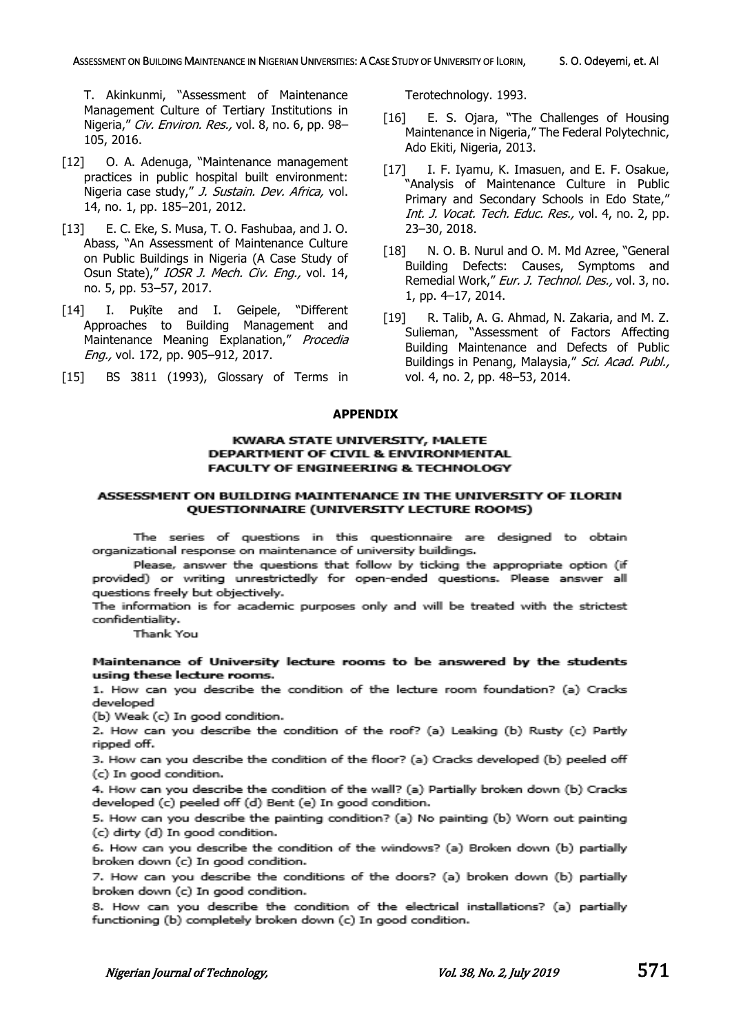T. Akinkunmi, "Assessment of Maintenance Management Culture of Tertiary Institutions in Nigeria," *Civ. Environ. Res.,* vol. 8, no. 6, pp. 98–105, 2016.

[12] O. A. Adenuga, "Maintenance management practices in public hospital built environment: Nigeria case study," *J. Sustain. Dev. Africa,* vol. 14, no. 1, pp. 185–201, 2012.

[13] E. C. Eke, S. Musa, T. O. Fashubaa, and J. O. Abass, "An Assessment of Maintenance Culture on Public Buildings in Nigeria (A Case Study of Osun State)," *IOSR J. Mech. Civ. Eng.,* vol. 14, no. 5, pp. 53–57, 2017.

[14] I. Puķīte and I. Geipele, "Different Approaches to Building Management and Maintenance Meaning Explanation," *Procedia Eng.,* vol. 172, pp. 905–912, 2017.

[15] BS 3811 (1993), Glossary of Terms in Terotechnology. 1993.

[16] E. S. Ojara, "The Challenges of Housing Maintenance in Nigeria," The Federal Polytechnic, Ado Ekiti, Nigeria, 2013.

[17] I. F. Iyamu, K. Imasuen, and E. F. Osakue, "Analysis of Maintenance Culture in Public Primary and Secondary Schools in Edo State," *Int. J. Vocat. Tech. Educ. Res.,* vol. 4, no. 2, pp. 23–30, 2018.

[18] N. O. B. Nurul and O. M. Md Azree, "General Building Defects: Causes, Symptoms and Remedial Work," *Eur. J. Technol. Des.,* vol. 3, no. 1, pp. 4–17, 2014.

[19] R. Talib, A. G. Ahmad, N. Zakaria, and M. Z. Sulieman, "Assessment of Factors Affecting Building Maintenance and Defects of Public Buildings in Penang, Malaysia," *Sci. Acad. Publ.,* vol. 4, no. 2, pp. 48–53, 2014.

## APPENDIX

**KWARA STATE UNIVERSITY, MALETE**
**DEPARTMENT OF CIVIL & ENVIRONMENTAL**
**FACULTY OF ENGINEERING & TECHNOLOGY**

**ASSESSMENT ON BUILDING MAINTENANCE IN THE UNIVERSITY OF ILORIN QUESTIONNAIRE (UNIVERSITY LECTURE ROOMS)**

The series of questions in this questionnaire are designed to obtain organizational response on maintenance of university buildings.

Please, answer the questions that follow by ticking the appropriate option (if provided) or writing unrestrictedly for open-ended questions. Please answer all questions freely but objectively.

The information is for academic purposes only and will be treated with the strictest confidentiality.

Thank You

**Maintenance of University lecture rooms to be answered by the students using these lecture rooms.**

1. How can you describe the condition of the lecture room foundation? (a) Cracks developed
(b) Weak (c) In good condition.
2. How can you describe the condition of the roof? (a) Leaking (b) Rusty (c) Partly ripped off.
3. How can you describe the condition of the floor? (a) Cracks developed (b) peeled off (c) In good condition.
4. How can you describe the condition of the wall? (a) Partially broken down (b) Cracks developed (c) peeled off (d) Bent (e) In good condition.
5. How can you describe the painting condition? (a) No painting (b) Worn out painting (c) dirty (d) In good condition.
6. How can you describe the condition of the windows? (a) Broken down (b) partially broken down (c) In good condition.
7. How can you describe the conditions of the doors? (a) broken down (b) partially broken down (c) In good condition.
8. How can you describe the condition of the electrical installations? (a) partially functioning (b) completely broken down (c) In good condition.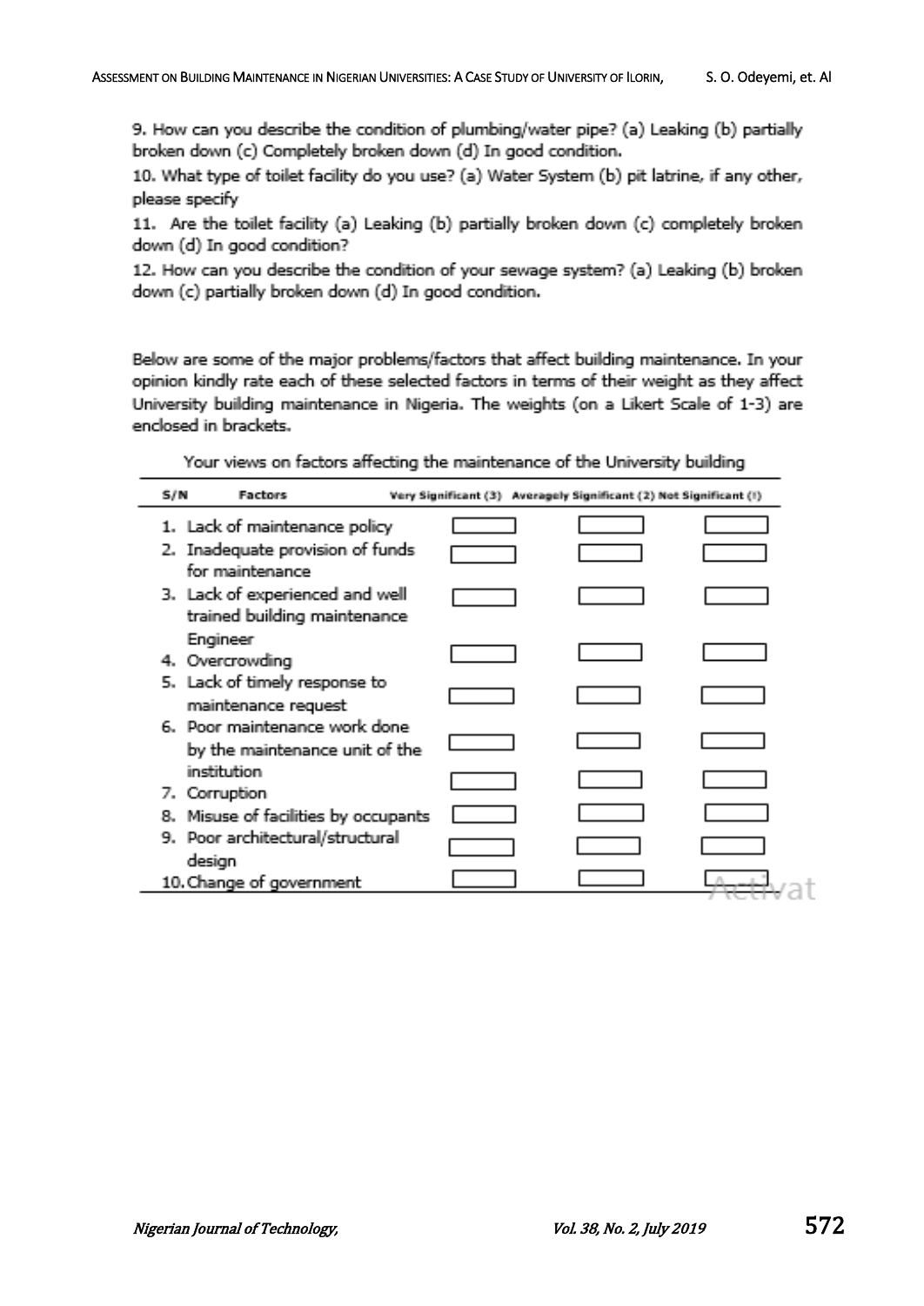9. How can you describe the condition of plumbing/water pipe? (a) Leaking (b) partially broken down (c) Completely broken down (d) In good condition.

10. What type of toilet facility do you use? (a) Water System (b) pit latrine, if any other, please specify

11. Are the toilet facility (a) Leaking (b) partially broken down (c) completely broken down (d) In good condition?

12. How can you describe the condition of your sewage system? (a) Leaking (b) broken down (c) partially broken down (d) In good condition.

Below are some of the major problems/factors that affect building maintenance. In your opinion kindly rate each of these selected factors in terms of their weight as they affect University building maintenance in Nigeria. The weights (on a Likert Scale of 1-3) are enclosed in brackets.

Your views on factors affecting the maintenance of the University building

| S/N | Factors | Very Significant (3) | Averagely Significant (2) | Not Significant (1) |
|---|---|---|---|---|
| 1. | Lack of maintenance policy | | | |
| 2. | Inadequate provision of funds for maintenance | | | |
| 3. | Lack of experienced and well trained building maintenance Engineer | | | |
| 4. | Overcrowding | | | |
| 5. | Lack of timely response to maintenance request | | | |
| 6. | Poor maintenance work done by the maintenance unit of the institution | | | |
| 7. | Corruption | | | |
| 8. | Misuse of facilities by occupants | | | |
| 9. | Poor architectural/structural design | | | |
| 10. | Change of government | | | |